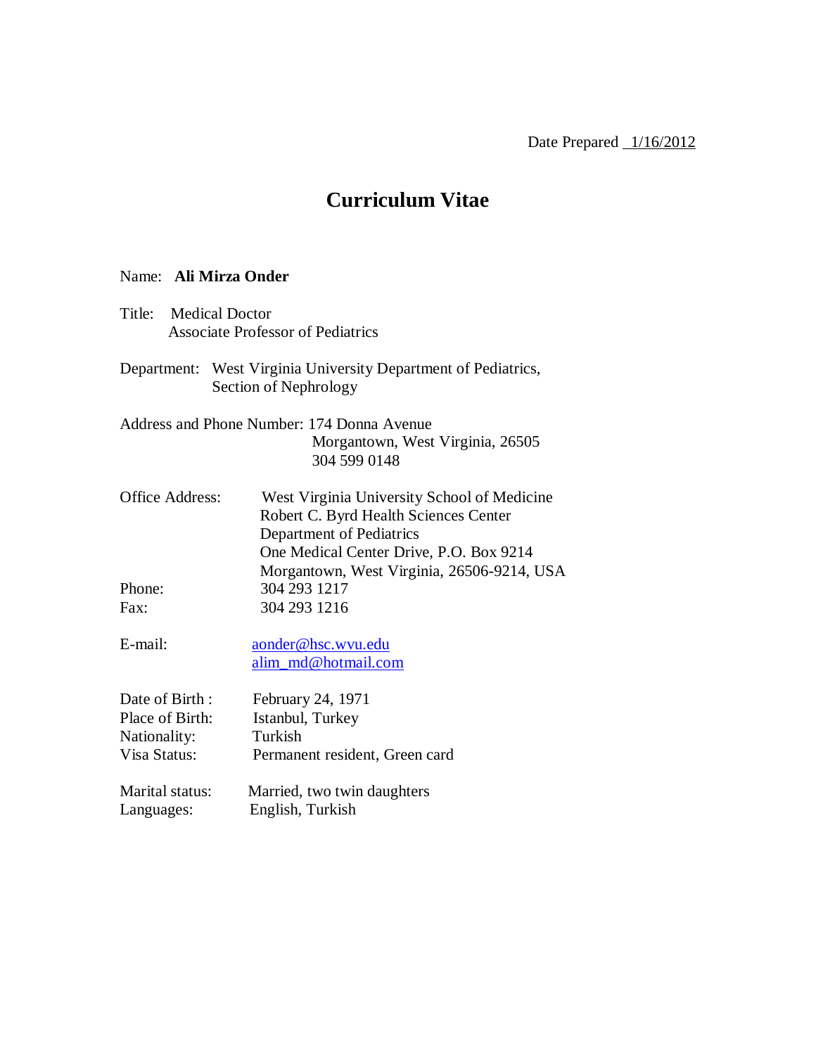Date Prepared 1/16/2012

# Curriculum Vitae

Name: **Ali Mirza Onder**

Title: Medical Doctor
Associate Professor of Pediatrics

Department: West Virginia University Department of Pediatrics,
Section of Nephrology

Address and Phone Number: 174 Donna Avenue
Morgantown, West Virginia, 26505
304 599 0148

Office Address: West Virginia University School of Medicine
Robert C. Byrd Health Sciences Center
Department of Pediatrics
One Medical Center Drive, P.O. Box 9214
Morgantown, West Virginia, 26506-9214, USA

Phone: 304 293 1217
Fax: 304 293 1216

E-mail: aonder@hsc.wvu.edu
alim_md@hotmail.com

Date of Birth : February 24, 1971
Place of Birth: Istanbul, Turkey
Nationality: Turkish
Visa Status: Permanent resident, Green card

Marital status: Married, two twin daughters
Languages: English, Turkish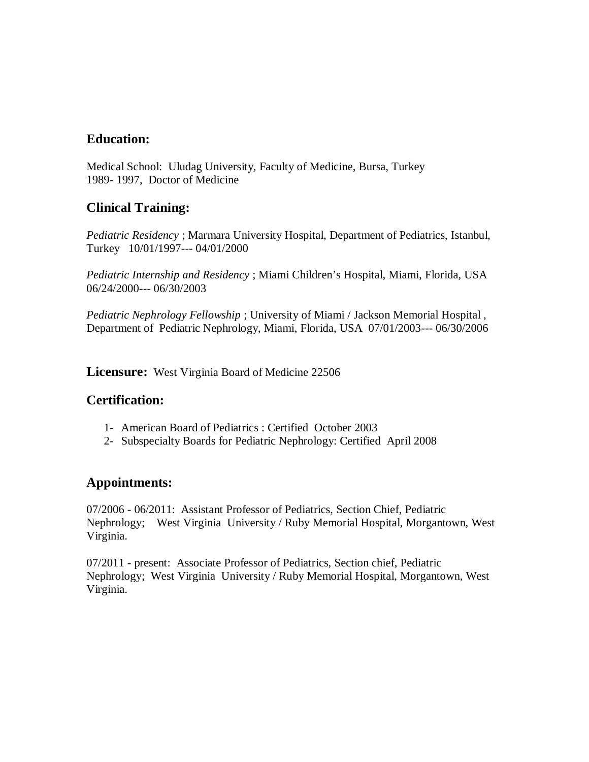## Education:

Medical School: Uludag University, Faculty of Medicine, Bursa, Turkey
1989- 1997, Doctor of Medicine

## Clinical Training:

*Pediatric Residency* ; Marmara University Hospital, Department of Pediatrics, Istanbul, Turkey 10/01/1997--- 04/01/2000

*Pediatric Internship and Residency* ; Miami Children's Hospital, Miami, Florida, USA 06/24/2000--- 06/30/2003

*Pediatric Nephrology Fellowship* ; University of Miami / Jackson Memorial Hospital , Department of Pediatric Nephrology, Miami, Florida, USA 07/01/2003--- 06/30/2006

**Licensure:** West Virginia Board of Medicine 22506

## Certification:

1- American Board of Pediatrics : Certified October 2003
2- Subspecialty Boards for Pediatric Nephrology: Certified April 2008

## Appointments:

07/2006 - 06/2011: Assistant Professor of Pediatrics, Section Chief, Pediatric Nephrology; West Virginia University / Ruby Memorial Hospital, Morgantown, West Virginia.

07/2011 - present: Associate Professor of Pediatrics, Section chief, Pediatric Nephrology; West Virginia University / Ruby Memorial Hospital, Morgantown, West Virginia.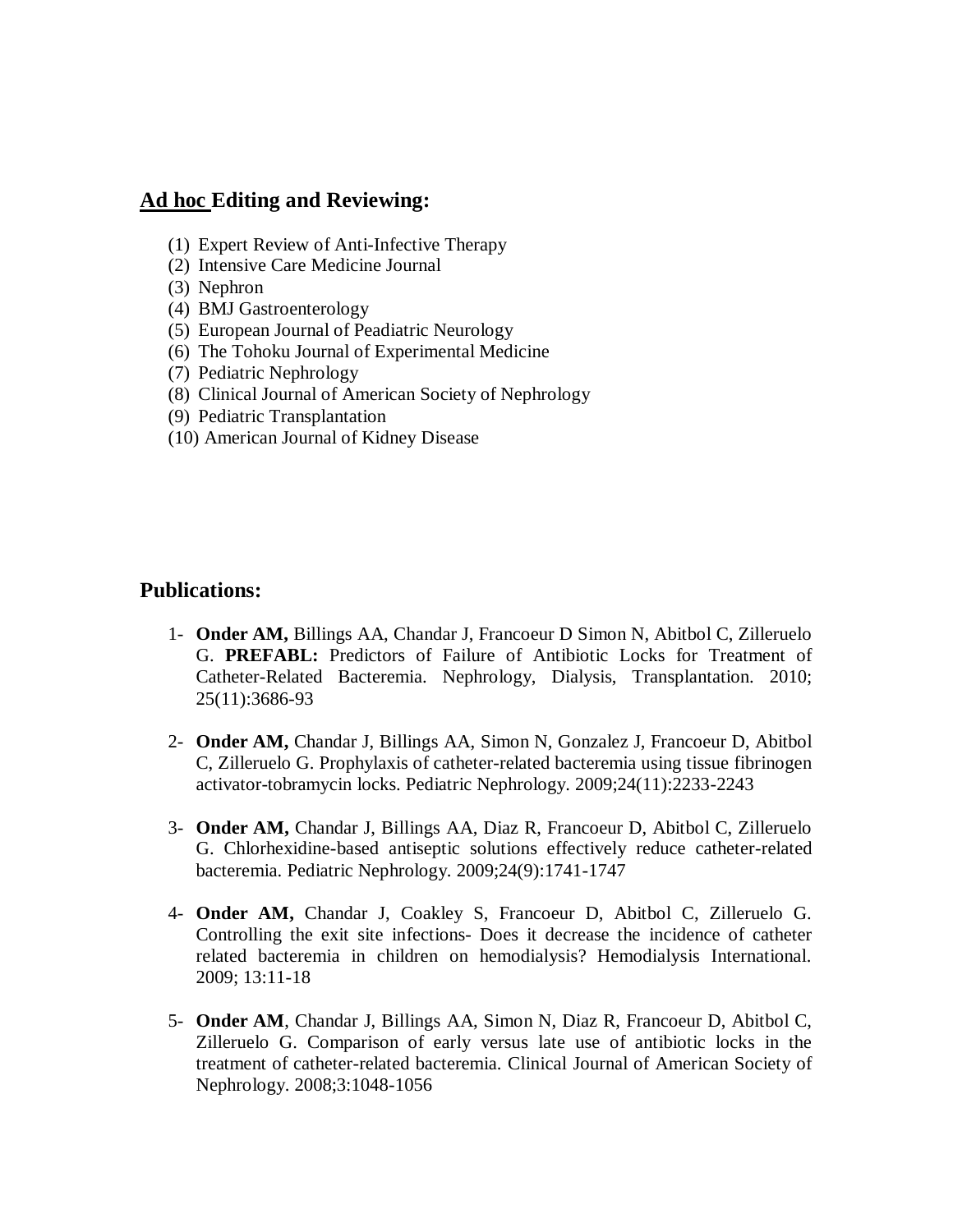## <u>Ad hoc</u> Editing and Reviewing:

(1) Expert Review of Anti-Infective Therapy
(2) Intensive Care Medicine Journal
(3) Nephron
(4) BMJ Gastroenterology
(5) European Journal of Peadiatric Neurology
(6) The Tohoku Journal of Experimental Medicine
(7) Pediatric Nephrology
(8) Clinical Journal of American Society of Nephrology
(9) Pediatric Transplantation
(10) American Journal of Kidney Disease

## Publications:

1- **Onder AM,** Billings AA, Chandar J, Francoeur D Simon N, Abitbol C, Zilleruelo G. **PREFABL:** Predictors of Failure of Antibiotic Locks for Treatment of Catheter-Related Bacteremia. Nephrology, Dialysis, Transplantation. 2010; 25(11):3686-93

2- **Onder AM,** Chandar J, Billings AA, Simon N, Gonzalez J, Francoeur D, Abitbol C, Zilleruelo G. Prophylaxis of catheter-related bacteremia using tissue fibrinogen activator-tobramycin locks. Pediatric Nephrology. 2009;24(11):2233-2243

3- **Onder AM,** Chandar J, Billings AA, Diaz R, Francoeur D, Abitbol C, Zilleruelo G. Chlorhexidine-based antiseptic solutions effectively reduce catheter-related bacteremia. Pediatric Nephrology. 2009;24(9):1741-1747

4- **Onder AM,** Chandar J, Coakley S, Francoeur D, Abitbol C, Zilleruelo G. Controlling the exit site infections- Does it decrease the incidence of catheter related bacteremia in children on hemodialysis? Hemodialysis International. 2009; 13:11-18

5- **Onder AM**, Chandar J, Billings AA, Simon N, Diaz R, Francoeur D, Abitbol C, Zilleruelo G. Comparison of early versus late use of antibiotic locks in the treatment of catheter-related bacteremia. Clinical Journal of American Society of Nephrology. 2008;3:1048-1056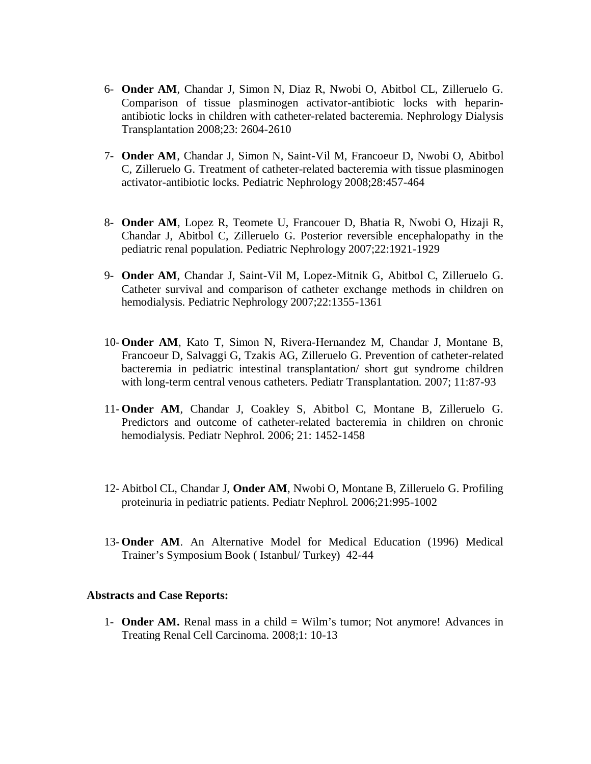6- **Onder AM**, Chandar J, Simon N, Diaz R, Nwobi O, Abitbol CL, Zilleruelo G. Comparison of tissue plasminogen activator-antibiotic locks with heparin-antibiotic locks in children with catheter-related bacteremia. Nephrology Dialysis Transplantation 2008;23: 2604-2610

7- **Onder AM**, Chandar J, Simon N, Saint-Vil M, Francoeur D, Nwobi O, Abitbol C, Zilleruelo G. Treatment of catheter-related bacteremia with tissue plasminogen activator-antibiotic locks. Pediatric Nephrology 2008;28:457-464

8- **Onder AM**, Lopez R, Teomete U, Francouer D, Bhatia R, Nwobi O, Hizaji R, Chandar J, Abitbol C, Zilleruelo G. Posterior reversible encephalopathy in the pediatric renal population. Pediatric Nephrology 2007;22:1921-1929

9- **Onder AM**, Chandar J, Saint-Vil M, Lopez-Mitnik G, Abitbol C, Zilleruelo G. Catheter survival and comparison of catheter exchange methods in children on hemodialysis. Pediatric Nephrology 2007;22:1355-1361

10- **Onder AM**, Kato T, Simon N, Rivera-Hernandez M, Chandar J, Montane B, Francoeur D, Salvaggi G, Tzakis AG, Zilleruelo G. Prevention of catheter-related bacteremia in pediatric intestinal transplantation/ short gut syndrome children with long-term central venous catheters. Pediatr Transplantation. 2007; 11:87-93

11- **Onder AM**, Chandar J, Coakley S, Abitbol C, Montane B, Zilleruelo G. Predictors and outcome of catheter-related bacteremia in children on chronic hemodialysis. Pediatr Nephrol. 2006; 21: 1452-1458

12- Abitbol CL, Chandar J, **Onder AM**, Nwobi O, Montane B, Zilleruelo G. Profiling proteinuria in pediatric patients. Pediatr Nephrol. 2006;21:995-1002

13- **Onder AM**. An Alternative Model for Medical Education (1996) Medical Trainer's Symposium Book ( Istanbul/ Turkey) 42-44

**Abstracts and Case Reports:**

1- **Onder AM.** Renal mass in a child = Wilm's tumor; Not anymore! Advances in Treating Renal Cell Carcinoma. 2008;1: 10-13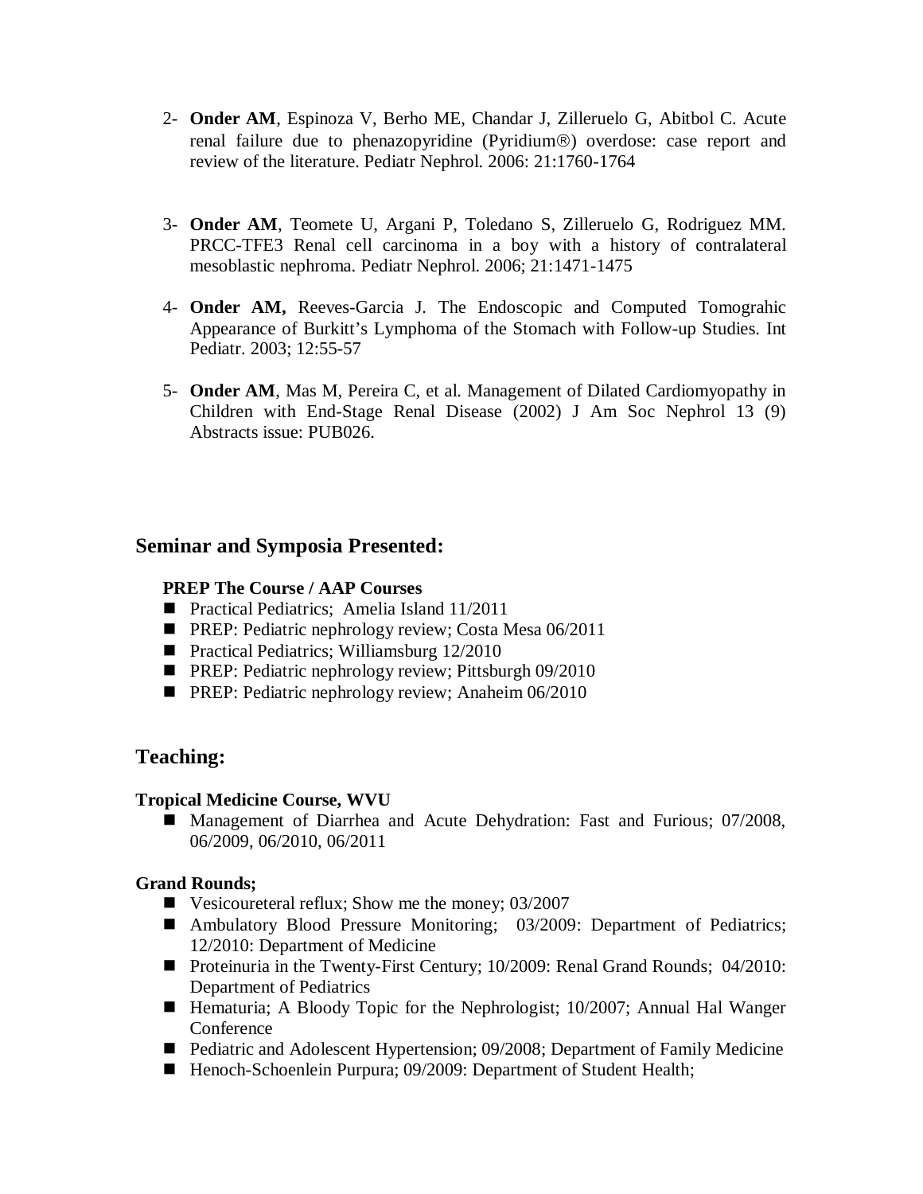2- **Onder AM**, Espinoza V, Berho ME, Chandar J, Zilleruelo G, Abitbol C. Acute renal failure due to phenazopyridine (Pyridium®) overdose: case report and review of the literature. Pediatr Nephrol. 2006: 21:1760-1764

3- **Onder AM**, Teomete U, Argani P, Toledano S, Zilleruelo G, Rodriguez MM. PRCC-TFE3 Renal cell carcinoma in a boy with a history of contralateral mesoblastic nephroma. Pediatr Nephrol. 2006; 21:1471-1475

4- **Onder AM,** Reeves-Garcia J. The Endoscopic and Computed Tomograhic Appearance of Burkitt's Lymphoma of the Stomach with Follow-up Studies. Int Pediatr. 2003; 12:55-57

5- **Onder AM**, Mas M, Pereira C, et al. Management of Dilated Cardiomyopathy in Children with End-Stage Renal Disease (2002) J Am Soc Nephrol 13 (9) Abstracts issue: PUB026.

## Seminar and Symposia Presented:

**PREP The Course / AAP Courses**

- Practical Pediatrics; Amelia Island 11/2011
- PREP: Pediatric nephrology review; Costa Mesa 06/2011
- Practical Pediatrics; Williamsburg 12/2010
- PREP: Pediatric nephrology review; Pittsburgh 09/2010
- PREP: Pediatric nephrology review; Anaheim 06/2010

## Teaching:

**Tropical Medicine Course, WVU**

- Management of Diarrhea and Acute Dehydration: Fast and Furious; 07/2008, 06/2009, 06/2010, 06/2011

**Grand Rounds;**

- Vesicoureteral reflux; Show me the money; 03/2007
- Ambulatory Blood Pressure Monitoring; 03/2009: Department of Pediatrics; 12/2010: Department of Medicine
- Proteinuria in the Twenty-First Century; 10/2009: Renal Grand Rounds; 04/2010: Department of Pediatrics
- Hematuria; A Bloody Topic for the Nephrologist; 10/2007; Annual Hal Wanger Conference
- Pediatric and Adolescent Hypertension; 09/2008; Department of Family Medicine
- Henoch-Schoenlein Purpura; 09/2009: Department of Student Health;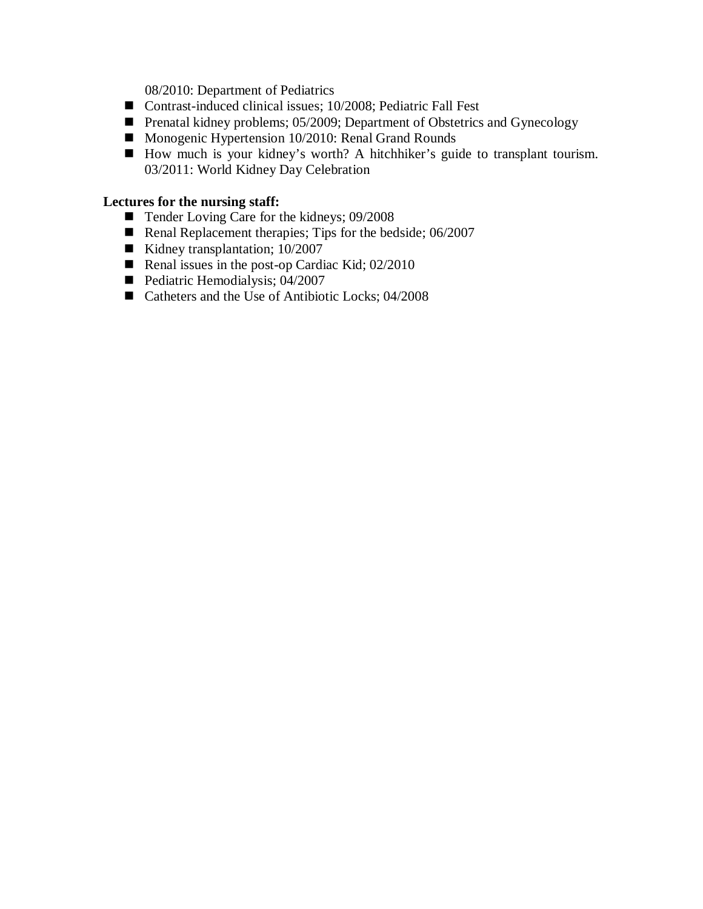08/2010: Department of Pediatrics

- Contrast-induced clinical issues; 10/2008; Pediatric Fall Fest
- Prenatal kidney problems; 05/2009; Department of Obstetrics and Gynecology
- Monogenic Hypertension 10/2010: Renal Grand Rounds
- How much is your kidney's worth? A hitchhiker's guide to transplant tourism. 03/2011: World Kidney Day Celebration

**Lectures for the nursing staff:**

- Tender Loving Care for the kidneys; 09/2008
- Renal Replacement therapies; Tips for the bedside; 06/2007
- Kidney transplantation; 10/2007
- Renal issues in the post-op Cardiac Kid; 02/2010
- Pediatric Hemodialysis; 04/2007
- Catheters and the Use of Antibiotic Locks; 04/2008